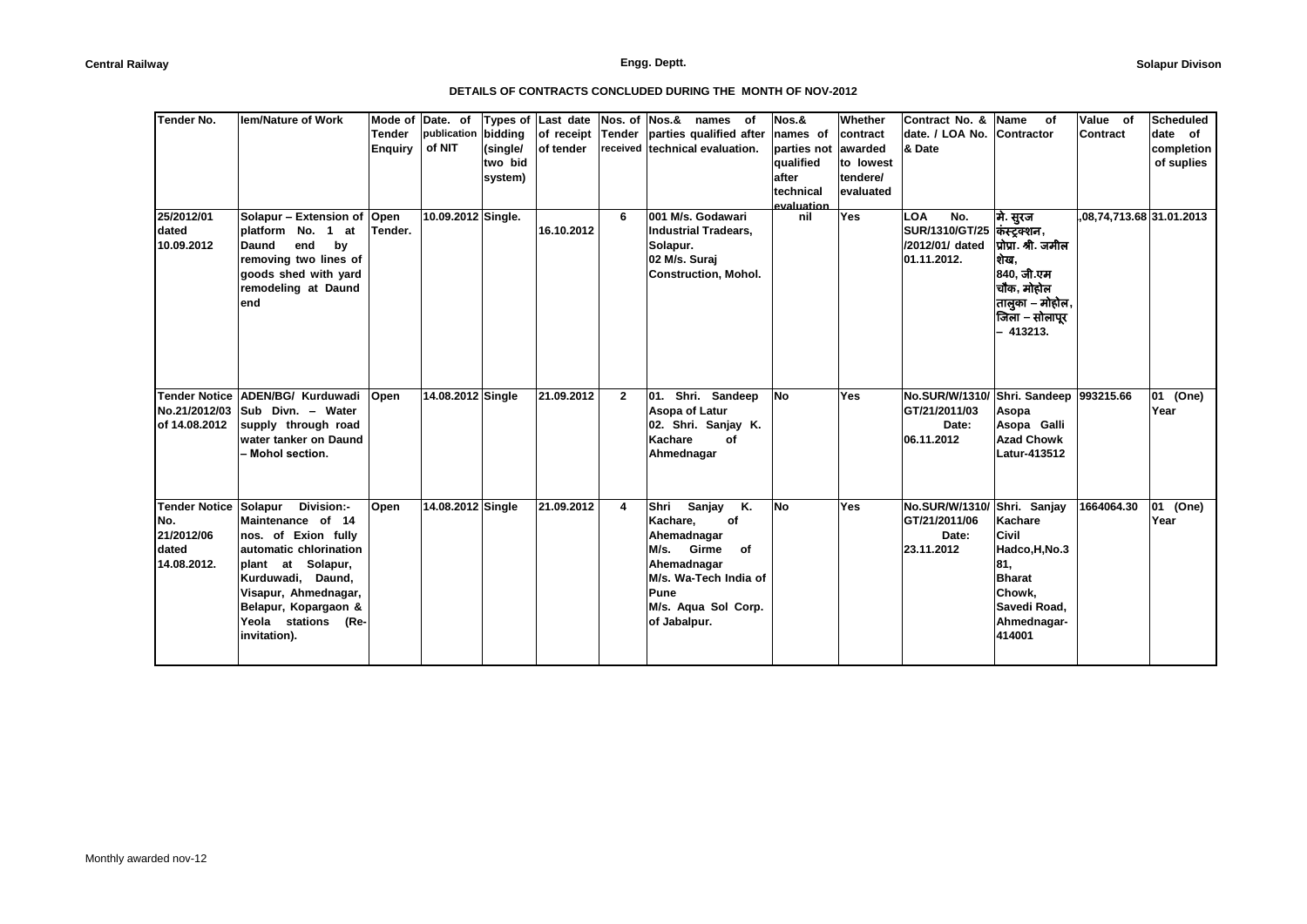Central Railway | Engg. Deptt. | Solapur Divison

### DETAILS OF CONTRACTS CONCLUDED DURING THE MONTH OF NOV-2012

| Tender No. | Iem/Nature of Work | Mode of Tender Enquiry | Date. of publication of NIT | Types of bidding (single/ two bid system) | Last date of receipt of tender | Nos. of Tender received | Nos.& names of parties qualified after technical evaluation. | Nos.& names of parties not qualified after technical evaluation | Whether contract awarded to lowest tendere/ evaluated | Contract No. & date. / LOA No. & Date | Name of Contractor | Value of Contract | Scheduled date of completion of suplies |
|---|---|---|---|---|---|---|---|---|---|---|---|---|---|
| 25/2012/01 dated 10.09.2012 | Solapur – Extension of platform No. 1 at Daund end by removing two lines of goods shed with yard remodeling at Daund end | Open Tender. | 10.09.2012 | Single. | 16.10.2012 | 6 | 001 M/s. Godawari Industrial Tradears, Solapur. 02 M/s. Suraj Construction, Mohol. | nil | Yes | LOA No. SUR/1310/GT/25 /2012/01/ dated 01.11.2012. | मे. सुरज कंस्ट्रक्शन, प्रोप्रा. श्री. जमील शेख, 840, जी.एम चौक, मोहोल तालुका – मोहोल, जिला – सोलापूर – 413213. | ,08,74,713.68 | 31.01.2013 |
| Tender Notice No.21/2012/03 of 14.08.2012 | ADEN/BG/ Kurduwadi Sub Divn. – Water supply through road water tanker on Daund – Mohol section. | Open | 14.08.2012 | Single | 21.09.2012 | 2 | 01. Shri. Sandeep Asopa of Latur 02. Shri. Sanjay K. Kachare of Ahmednagar | No | Yes | No.SUR/W/1310/ GT/21/2011/03 Date: 06.11.2012 | Shri. Sandeep Asopa Asopa Galli Azad Chowk Latur-413512 | 993215.66 | 01 (One) Year |
| Tender Notice No. 21/2012/06 dated 14.08.2012. | Solapur Division:- Maintenance of 14 nos. of Exion fully automatic chlorination plant at Solapur, Kurduwadi, Daund, Visapur, Ahmednagar, Belapur, Kopargaon & Yeola stations (Re-invitation). | Open | 14.08.2012 | Single | 21.09.2012 | 4 | Shri Sanjay K. Kachare, of Ahemadnagar M/s. Girme of Ahemadnagar M/s. Wa-Tech India of Pune M/s. Aqua Sol Corp. of Jabalpur. | No | Yes | No.SUR/W/1310/ GT/21/2011/06 Date: 23.11.2012 | Shri. Sanjay Kachare Civil Hadco,H,No.381, Bharat Chowk, Savedi Road, Ahmednagar-414001 | 1664064.30 | 01 (One) Year |

Monthly awarded nov-12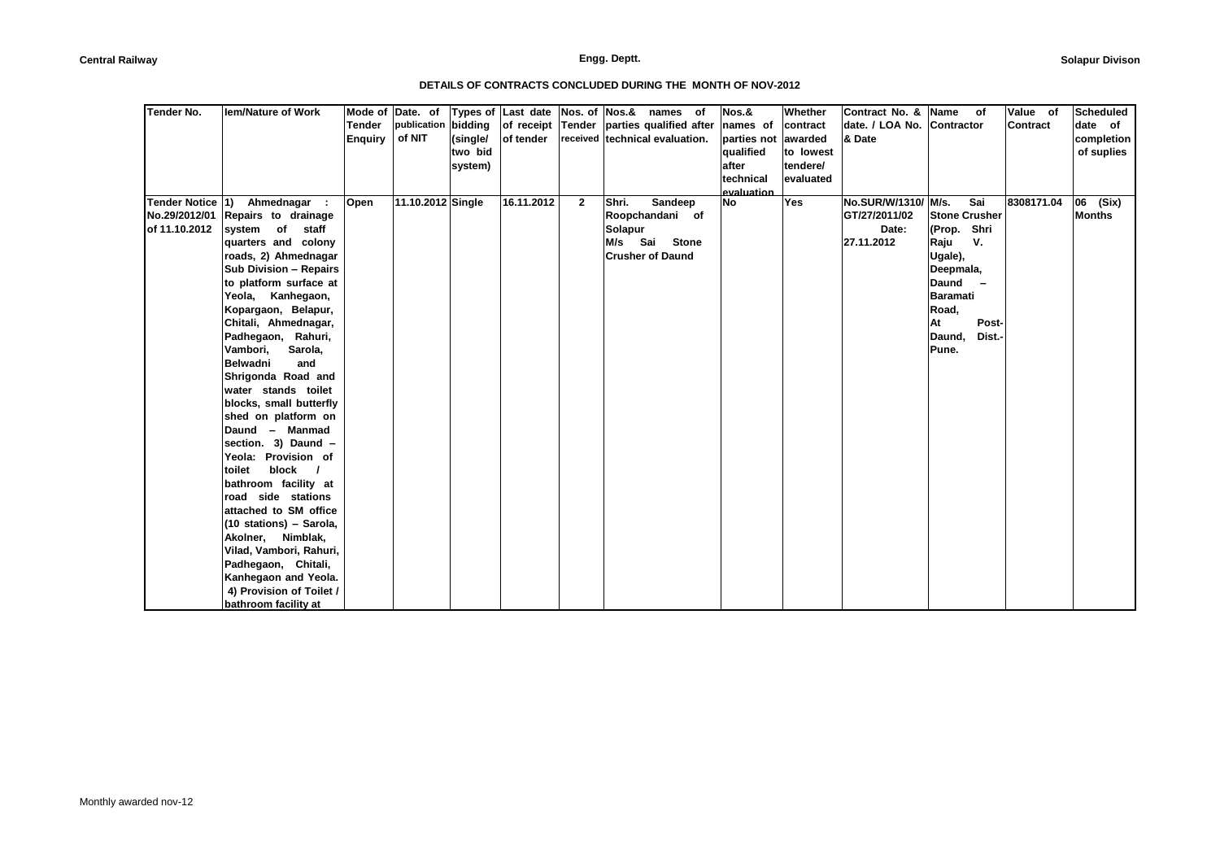Central Railway | Engg. Deptt. | Solapur Divison

### DETAILS OF CONTRACTS CONCLUDED DURING THE MONTH OF NOV-2012

| Tender No. | Iem/Nature of Work | Mode of Tender Enquiry | Date. of publication of NIT | Types of bidding (single/ two bid system) | Last date of receipt of tender | Nos. of Tender received | Nos.& names of parties qualified after technical evaluation. | Nos.& names of parties not qualified after technical evaluation | Whether contract awarded to lowest tendere/ evaluated | Contract No. & date. / LOA No. & Date | Name of Contractor | Value of Contract | Scheduled date of completion of suplies |
|---|---|---|---|---|---|---|---|---|---|---|---|---|---|
| Tender Notice No.29/2012/01 of 11.10.2012 | 1) Ahmednagar : Repairs to drainage system of staff quarters and colony roads, 2) Ahmednagar Sub Division – Repairs to platform surface at Yeola, Kanhegaon, Kopargaon, Belapur, Chitali, Ahmednagar, Padhegaon, Rahuri, Vambori, Sarola, Belwadni and Shrigonda Road and water stands toilet blocks, small butterfly shed on platform on Daund – Manmad section. 3) Daund – Yeola: Provision of toilet block / bathroom facility at road side stations attached to SM office (10 stations) – Sarola, Akolner, Nimblak, Vilad, Vambori, Rahuri, Padhegaon, Chitali, Kanhegaon and Yeola. 4) Provision of Toilet / bathroom facility at | Open | 11.10.2012 | Single | 16.11.2012 | 2 | Shri. Sandeep Roopchandani of Solapur M/s Sai Stone Crusher of Daund | No | Yes | No.SUR/W/1310/ GT/27/2011/02 Date: 27.11.2012 | M/s. Sai Stone Crusher (Prop. Shri Raju V. Ugale), Deepmala, Daund – Baramati Road, At Post-Daund, Dist.-Pune. | 8308171.04 | 06 (Six) Months |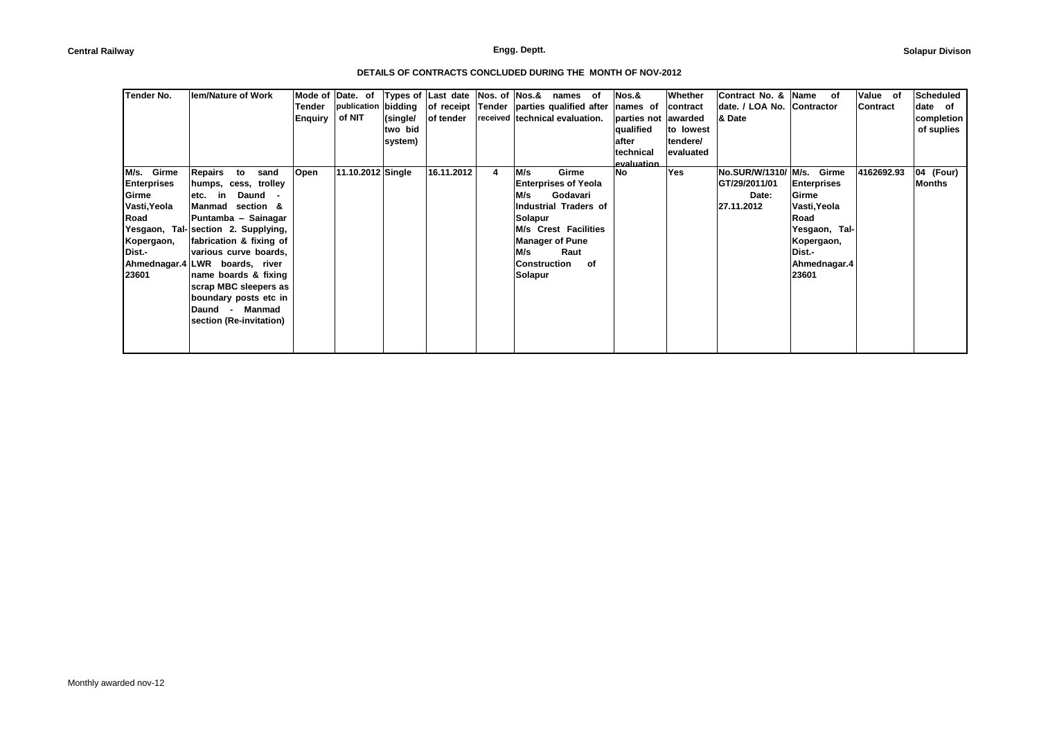Central Railway

Engg. Deptt.

Solapur Divison

**DETAILS OF CONTRACTS CONCLUDED DURING THE MONTH OF NOV-2012**

| Tender No. | Iem/Nature of Work | Mode of Tender Enquiry | Date. of publication of NIT | Types of bidding (single/ two bid system) | Last date of receipt of tender | Nos. of Tender received | Nos.& names of parties qualified after technical evaluation. | Nos.& names of parties not qualified after technical evaluation | Whether contract awarded to lowest tendere/ evaluated | Contract No. & date. / LOA No. & Date | Name of Contractor | Value of Contract | Scheduled date of completion of suplies |
|---|---|---|---|---|---|---|---|---|---|---|---|---|---|
| M/s. Girme Enterprises Girme Vasti,Yeola Road Yesgaon, Tal-Kopergaon, Dist.-Ahmednagar.423601 | Repairs to sand humps, cess, trolley etc. in Daund - Manmad section & Puntamba – Sainagar section 2. Supplying, fabrication & fixing of various curve boards, LWR boards, river name boards & fixing scrap MBC sleepers as boundary posts etc in Daund - Manmad section (Re-invitation) | Open | 11.10.2012 | Single | 16.11.2012 | 4 | M/s Girme Enterprises of Yeola M/s Godavari Industrial Traders of Solapur M/s Crest Facilities Manager of Pune M/s Raut Construction of Solapur | No | Yes | No.SUR/W/1310/GT/29/2011/01 Date: 27.11.2012 | M/s. Girme Enterprises Girme Vasti,Yeola Road Yesgaon, Tal-Kopergaon, Dist.-Ahmednagar.423601 | 4162692.93 | 04 (Four) Months |

Monthly awarded nov-12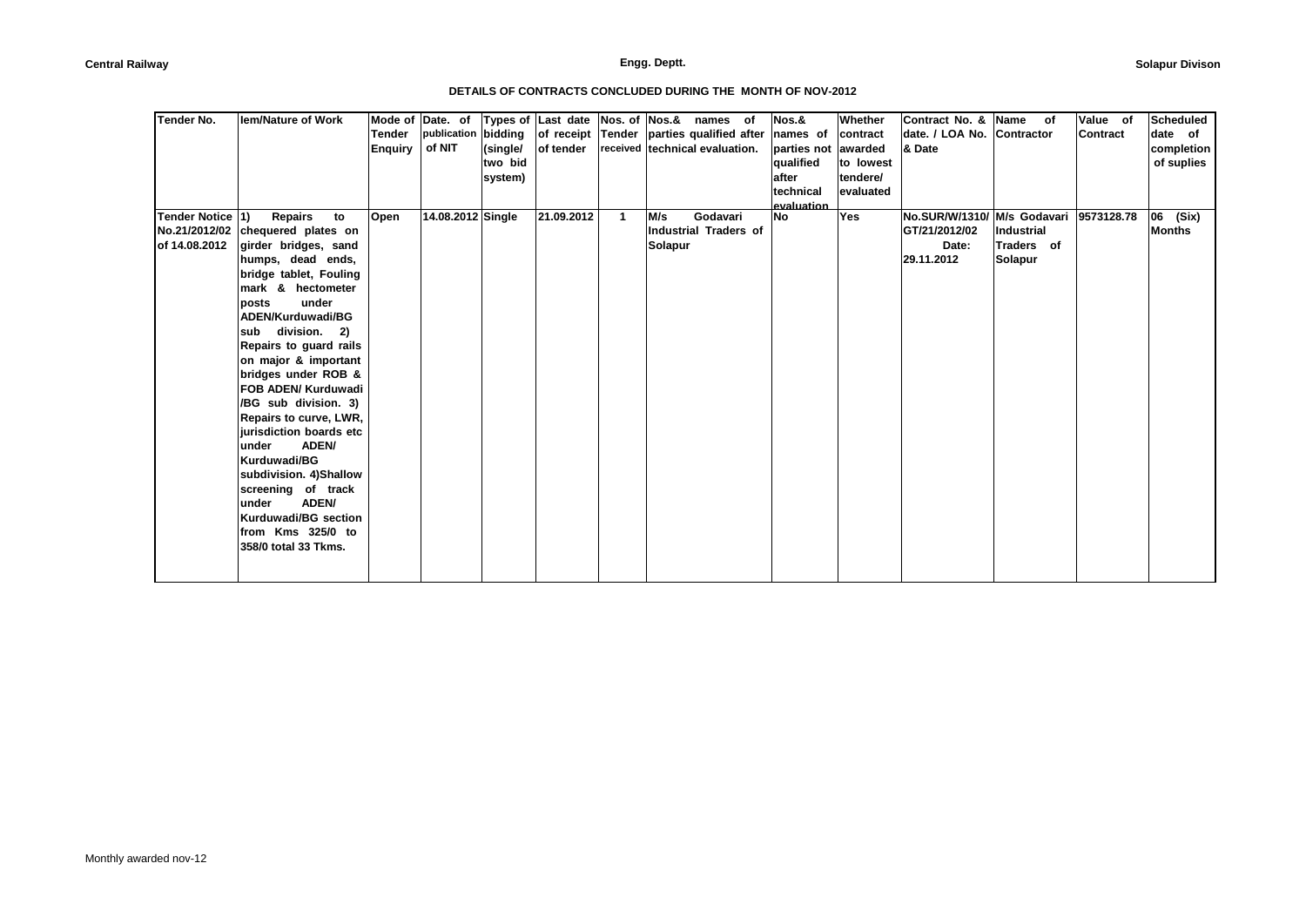Central Railway

Engg. Deptt.

Solapur Divison

**DETAILS OF CONTRACTS CONCLUDED DURING THE MONTH OF NOV-2012**

| Tender No. | Iem/Nature of Work | Mode of Tender Enquiry | Date. of publication of NIT | Types of bidding (single/ two bid system) | Last date of receipt of tender | Nos. of Tender received | Nos.& names of parties qualified after technical evaluation. | Nos.& names of parties not qualified after technical evaluation | Whether contract awarded to lowest tendere/ evaluated | Contract No. & date. / LOA No. & Date | Name of Contractor | Value of Contract | Scheduled date of completion of suplies |
|---|---|---|---|---|---|---|---|---|---|---|---|---|---|
| Tender Notice No.21/2012/02 of 14.08.2012 | 1) Repairs to chequered plates on girder bridges, sand humps, dead ends, bridge tablet, Fouling mark & hectometer posts under ADEN/Kurduwadi/BG sub division. 2) Repairs to guard rails on major & important bridges under ROB & FOB ADEN/ Kurduwadi /BG sub division. 3) Repairs to curve, LWR, jurisdiction boards etc under ADEN/ Kurduwadi/BG subdivision. 4)Shallow screening of track under ADEN/ Kurduwadi/BG section from Kms 325/0 to 358/0 total 33 Tkms. | Open | 14.08.2012 | Single | 21.09.2012 | 1 | M/s Godavari Industrial Traders of Solapur | No | Yes | No.SUR/W/1310/ GT/21/2012/02 Date: 29.11.2012 | M/s Godavari Industrial Traders of Solapur | 9573128.78 | 06 (Six) Months |

Monthly awarded nov-12